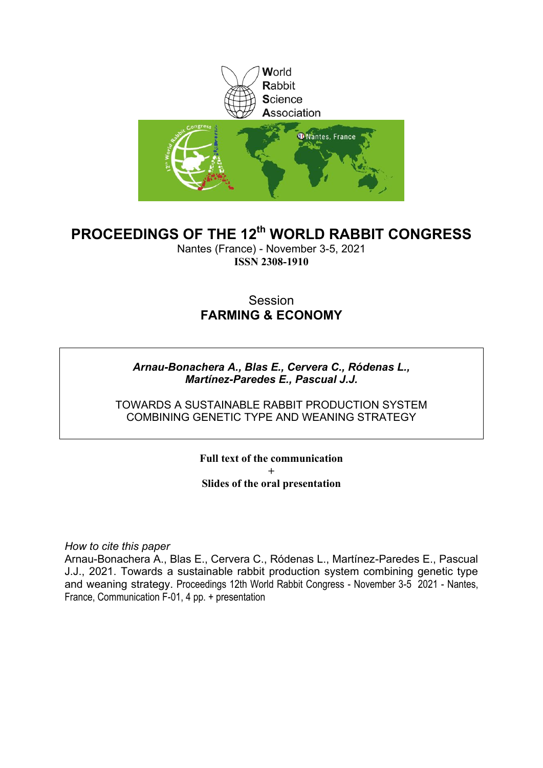World
Rabbit
Science
Association

# PROCEEDINGS OF THE 12th WORLD RABBIT CONGRESS

Nantes (France) - November 3-5, 2021

**ISSN 2308-1910**

Session

**FARMING & ECONOMY**

***Arnau-Bonachera A., Blas E., Cervera C., Ródenas L., Martínez-Paredes E., Pascual J.J.***

TOWARDS A SUSTAINABLE RABBIT PRODUCTION SYSTEM COMBINING GENETIC TYPE AND WEANING STRATEGY

**Full text of the communication**

**+**

**Slides of the oral presentation**

*How to cite this paper*

Arnau-Bonachera A., Blas E., Cervera C., Ródenas L., Martínez-Paredes E., Pascual J.J., 2021. Towards a sustainable rabbit production system combining genetic type and weaning strategy. Proceedings 12th World Rabbit Congress - November 3-5 2021 - Nantes, France, Communication F-01, 4 pp. + presentation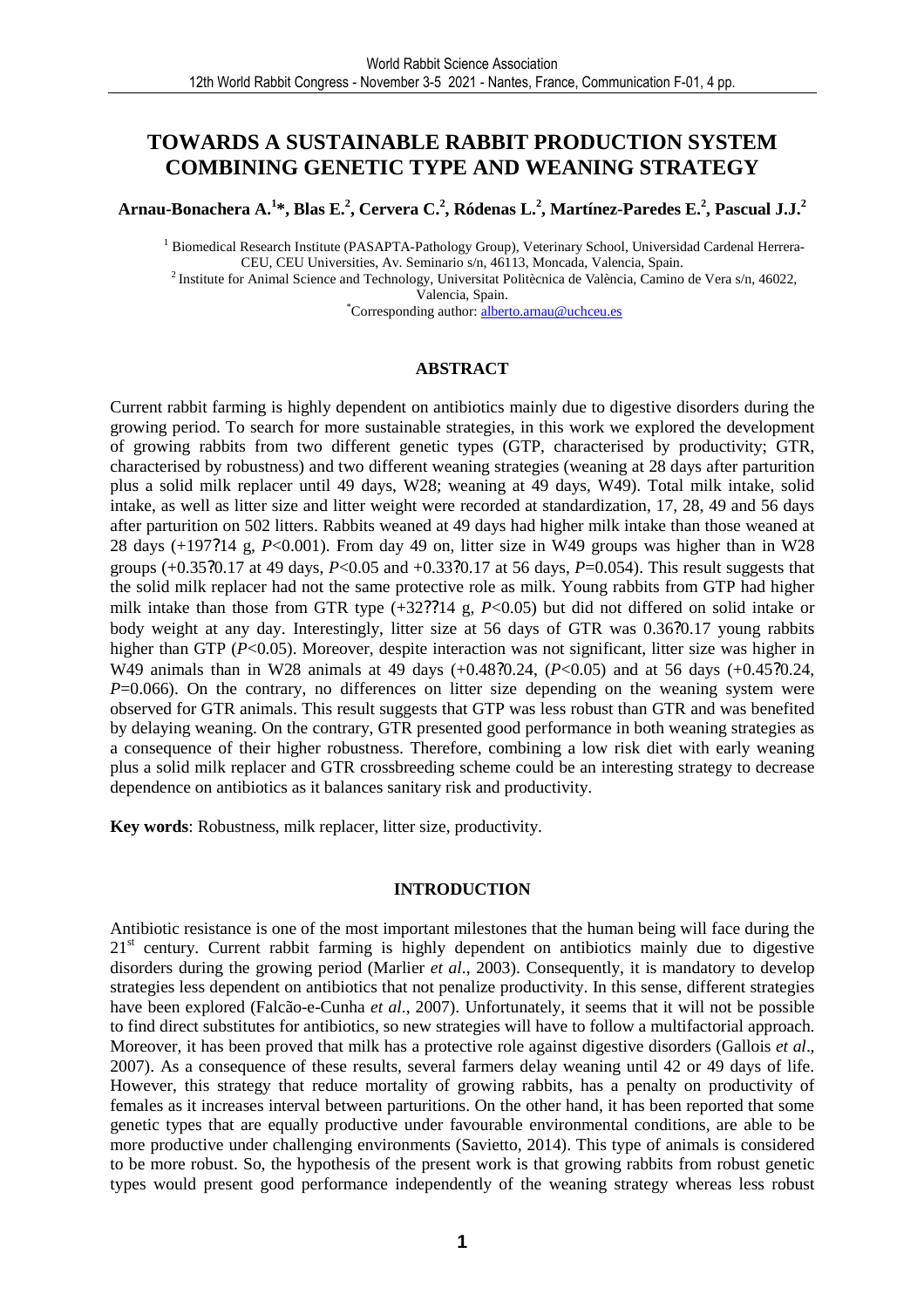# TOWARDS A SUSTAINABLE RABBIT PRODUCTION SYSTEM COMBINING GENETIC TYPE AND WEANING STRATEGY

**Arnau-Bonachera A.[1]*, Blas E.[2], Cervera C.[2], Ródenas L.[2], Martínez-Paredes E.[2], Pascual J.J.[2]**

[1] Biomedical Research Institute (PASAPTA-Pathology Group), Veterinary School, Universidad Cardenal Herrera-CEU, CEU Universities, Av. Seminario s/n, 46113, Moncada, Valencia, Spain.

[2] Institute for Animal Science and Technology, Universitat Politècnica de València, Camino de Vera s/n, 46022, Valencia, Spain.

*Corresponding author: alberto.arnau@uchceu.es

## ABSTRACT

Current rabbit farming is highly dependent on antibiotics mainly due to digestive disorders during the growing period. To search for more sustainable strategies, in this work we explored the development of growing rabbits from two different genetic types (GTP, characterised by productivity; GTR, characterised by robustness) and two different weaning strategies (weaning at 28 days after parturition plus a solid milk replacer until 49 days, W28; weaning at 49 days, W49). Total milk intake, solid intake, as well as litter size and litter weight were recorded at standardization, 17, 28, 49 and 56 days after parturition on 502 litters. Rabbits weaned at 49 days had higher milk intake than those weaned at 28 days (+197?14 g, $P$<0.001). From day 49 on, litter size in W49 groups was higher than in W28 groups (+0.35?0.17 at 49 days, $P$<0.05 and +0.33?0.17 at 56 days, $P$=0.054). This result suggests that the solid milk replacer had not the same protective role as milk. Young rabbits from GTP had higher milk intake than those from GTR type (+32??14 g, $P$<0.05) but did not differed on solid intake or body weight at any day. Interestingly, litter size at 56 days of GTR was 0.36?0.17 young rabbits higher than GTP ($P$<0.05). Moreover, despite interaction was not significant, litter size was higher in W49 animals than in W28 animals at 49 days (+0.48?0.24, ($P$<0.05) and at 56 days (+0.45?0.24, $P$=0.066). On the contrary, no differences on litter size depending on the weaning system were observed for GTR animals. This result suggests that GTP was robust than GTR and was benefited by delaying weaning. On the contrary, GTR presented good performance in both weaning strategies as a consequence of their higher robustness. Therefore, combining a low risk diet with early weaning plus a solid milk replacer and GTR crossbreeding scheme could be an interesting strategy to decrease dependence on antibiotics as it balances sanitary risk and productivity.

**Key words**: Robustness, milk replacer, litter size, productivity.

## INTRODUCTION

Antibiotic resistance is one of the most important milestones that the human being will face during the 21st century. Current rabbit farming is highly dependent on antibiotics mainly due to digestive disorders during the growing period (Marlier *et al*., 2003). Consequently, it is mandatory to develop strategies less dependent on antibiotics that not penalize productivity. In this sense, different strategies have been explored (Falcão-e-Cunha *et al*., 2007). Unfortunately, it seems that it will not be possible to find direct substitutes for antibiotics, so new strategies will have to follow a multifactorial approach. Moreover, it has been proved that milk has a protective role against digestive disorders (Gallois *et al*., 2007). As a consequence of these results, several farmers delay weaning until 42 or 49 days of life. However, this strategy that reduce mortality of growing rabbits, has a penalty on productivity of females as it increases interval between parturitions. On the other hand, it has been reported that some genetic types that are equally productive under favourable environmental conditions, are able to be more productive under challenging environments (Savietto, 2014). This type of animals is considered to be more robust. So, the hypothesis of the present work is that growing rabbits from robust genetic types would present good performance independently of the weaning strategy whereas less robust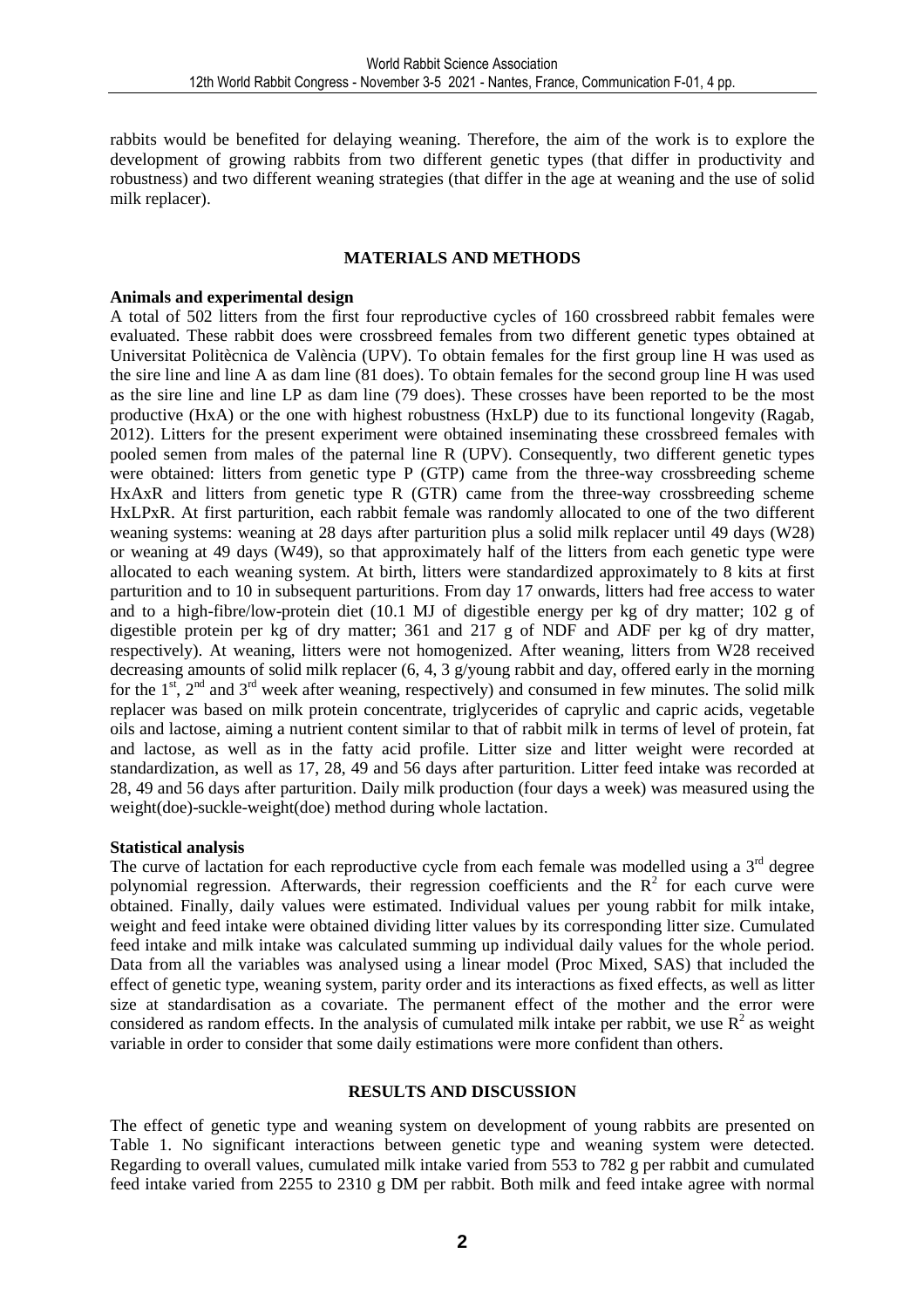rabbits would be benefited for delaying weaning. Therefore, the aim of the work is to explore the development of growing rabbits from two different genetic types (that differ in productivity and robustness) and two different weaning strategies (that differ in the age at weaning and the use of solid milk replacer).

## MATERIALS AND METHODS

### Animals and experimental design

A total of 502 litters from the first four reproductive cycles of 160 crossbreed rabbit females were evaluated. These rabbit does were crossbreed females from two different genetic types obtained at Universitat Politècnica de València (UPV). To obtain females for the first group line H was used as the sire line and line A as dam line (81 does). To obtain females for the second group line H was used as the sire line and line LP as dam line (79 does). These crosses have been reported to be the most productive (HxA) or the one with highest robustness (HxLP) due to its functional longevity (Ragab, 2012). Litters for the present experiment were obtained inseminating these crossbreed females with pooled semen from males of the paternal line R (UPV). Consequently, two different genetic types were obtained: litters from genetic type P (GTP) came from the three-way crossbreeding scheme HxAxR and litters from genetic type R (GTR) came from the three-way crossbreeding scheme HxLPxR. At first parturition, each rabbit female was randomly allocated to one of the two different weaning systems: weaning at 28 days after parturition plus a solid milk replacer until 49 days (W28) or weaning at 49 days (W49), so that approximately half of the litters from each genetic type were allocated to each weaning system. At birth, litters were standardized approximately to 8 kits at first parturition and to 10 in subsequent parturitions. From day 17 onwards, litters had free access to water and to a high-fibre/low-protein diet (10.1 MJ of digestible energy per kg of dry matter; 102 g of digestible protein per kg of dry matter; 361 and 217 g of NDF and ADF per kg of dry matter, respectively). At weaning, litters were not homogenized. After weaning, litters from W28 received decreasing amounts of solid milk replacer (6, 4, 3 g/young rabbit and day, offered early in the morning for the 1st, 2nd and 3rd week after weaning, respectively) and consumed in few minutes. The solid milk replacer was based on milk protein concentrate, triglycerides of caprylic and capric acids, vegetable oils and lactose, aiming a nutrient content similar to that of rabbit milk in terms of level of protein, fat and lactose, as well as in the fatty acid profile. Litter size and litter weight were recorded at standardization, as well as 17, 28, 49 and 56 days after parturition. Litter feed intake was recorded at 28, 49 and 56 days after parturition. Daily milk production (four days a week) was measured using the weight(doe)-suckle-weight(doe) method during whole lactation.

### Statistical analysis

The curve of lactation for each reproductive cycle from each female was modelled using a 3rd degree polynomial regression. Afterwards, their regression coefficients and the $R^2$ for each curve were obtained. Finally, daily values were estimated. Individual values per young rabbit for milk intake, weight and feed intake were obtained dividing litter values by its corresponding litter size. Cumulated feed intake and milk intake was calculated summing up individual daily values for the whole period. Data from all the variables was analysed using a linear model (Proc Mixed, SAS) that included the effect of genetic type, weaning system, parity order and its interactions as fixed effects, as well as litter size at standardisation as a covariate. The permanent effect of the mother and the error were considered as random effects. In the analysis of cumulated milk intake per rabbit, we use $R^2$ as weight variable in order to consider that some daily estimations were more confident than others.

## RESULTS AND DISCUSSION

The effect of genetic type and weaning system on development of young rabbits are presented on Table 1. No significant interactions between genetic type and weaning system were detected. Regarding to overall values, cumulated milk intake varied from 553 to 782 g per rabbit and cumulated feed intake varied from 2255 to 2310 g DM per rabbit. Both milk and feed intake agree with normal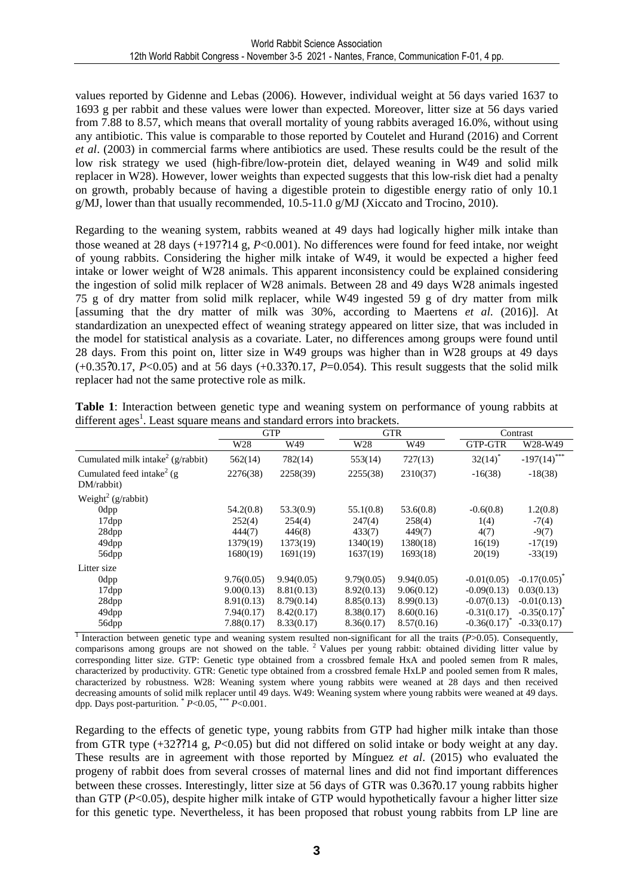values reported by Gidenne and Lebas (2006). However, individual weight at 56 days varied 1637 to 1693 g per rabbit and these values were lower than expected. Moreover, litter size at 56 days varied from 7.88 to 8.57, which means that overall mortality of young rabbits averaged 16.0%, without using any antibiotic. This value is comparable to those reported by Coutelet and Hurand (2016) and Corrent *et al*. (2003) in commercial farms where antibiotics are used. These results could be the result of the low risk strategy we used (high-fibre/low-protein diet, delayed weaning in W49 and solid milk replacer in W28). However, lower weights than expected suggests that this low-risk diet had a penalty on growth, probably because of having a digestible protein to digestible energy ratio of only 10.1 g/MJ, lower than that usually recommended, 10.5-11.0 g/MJ (Xiccato and Trocino, 2010).

Regarding to the weaning system, rabbits weaned at 49 days had logically higher milk intake than those weaned at 28 days (+197?14 g, $P<0.001$). No differences were found for feed intake, nor weight of young rabbits. Considering the higher milk intake of W49, it would be expected a higher feed intake or lower weight of W28 animals. This apparent inconsistency could be explained considering the ingestion of solid milk replacer of W28 animals. Between 28 and 49 days W28 animals ingested 75 g of dry matter from solid milk replacer, while W49 ingested 59 g of dry matter from milk [assuming that the dry matter of milk was 30%, according to Maertens *et al.* (2016)]. At standardization an unexpected effect of weaning strategy appeared on litter size, that was included in the model for statistical analysis as a covariate. Later, no differences among groups were found until 28 days. From this point on, litter size in W49 groups was higher than in W28 groups at 49 days (+0.35?0.17, $P<0.05$) and at 56 days (+0.33?0.17, $P=0.054$). This result suggests that the solid milk replacer had not the same protective role as milk.

**Table 1**: Interaction between genetic type and weaning system on performance of young rabbits at different ages[1]. Least square means and standard errors into brackets.

| | GTP | | GTR | | Contrast | |
|---|---|---|---|---|---|---|
| | W28 | W49 | W28 | W49 | GTP-GTR | W28-W49 |
| Cumulated milk intake[2] (g/rabbit) | 562(14) | 782(14) | 553(14) | 727(13) | 32(14)* | -197(14)*** |
| Cumulated feed intake[2] (g DM/rabbit) | 2276(38) | 2258(39) | 2255(38) | 2310(37) | -16(38) | -18(38) |
| Weight[2] (g/rabbit) | | | | | | |
| 0dpp | 54.2(0.8) | 53.3(0.9) | 55.1(0.8) | 53.6(0.8) | -0.6(0.8) | 1.2(0.8) |
| 17dpp | 252(4) | 254(4) | 247(4) | 258(4) | 1(4) | -7(4) |
| 28dpp | 444(7) | 446(8) | 433(7) | 449(7) | 4(7) | -9(7) |
| 49dpp | 1379(19) | 1373(19) | 1340(19) | 1380(18) | 16(19) | -17(19) |
| 56dpp | 1680(19) | 1691(19) | 1637(19) | 1693(18) | 20(19) | -33(19) |
| Litter size | | | | | | |
| 0dpp | 9.76(0.05) | 9.94(0.05) | 9.79(0.05) | 9.94(0.05) | -0.01(0.05) | -0.17(0.05)* |
| 17dpp | 9.00(0.13) | 8.81(0.13) | 8.92(0.13) | 9.06(0.12) | -0.09(0.13) | 0.03(0.13) |
| 28dpp | 8.91(0.13) | 8.79(0.14) | 8.85(0.13) | 8.99(0.13) | -0.07(0.13) | -0.01(0.13) |
| 49dpp | 7.94(0.17) | 8.42(0.17) | 8.38(0.17) | 8.60(0.16) | -0.31(0.17) | -0.35(0.17)* |
| 56dpp | 7.88(0.17) | 8.33(0.17) | 8.36(0.17) | 8.57(0.16) | -0.36(0.17)* | -0.33(0.17) |

[1] Interaction between genetic type and weaning system resulted non-significant for all the traits ($P>0.05$). Consequently, comparisons among groups are not showed on the table. [2] Values per young rabbit: obtained dividing litter value by corresponding litter size. GTP: Genetic type obtained from a crossbred female HxA and pooled semen from R males, characterized by productivity. GTR: Genetic type obtained from a crossbred female HxLP and pooled semen from R males, characterized by robustness. W28: Weaning system where young rabbits were weaned at 28 days and then received decreasing amounts of solid milk replacer until 49 days. W49: Weaning system where young rabbits were weaned at 49 days. dpp. Days post-parturition. * $P<0.05$, *** $P<0.001$.

Regarding to the effects of genetic type, young rabbits from GTP had higher milk intake than those from GTR type (+32??14 g, $P<0.05$) but did not differed on solid intake or body weight at any day. These results are in agreement with those reported by Mínguez *et al*. (2015) who evaluated the progeny of rabbit does from several crosses of maternal lines and did not find important differences between these crosses. Interestingly, litter size at 56 days of GTR was 0.36?0.17 young rabbits higher than GTP ($P<0.05$), despite higher milk intake of GTP would hypothetically favour a higher litter size for this genetic type. Nevertheless, it has been proposed that robust young rabbits from LP line are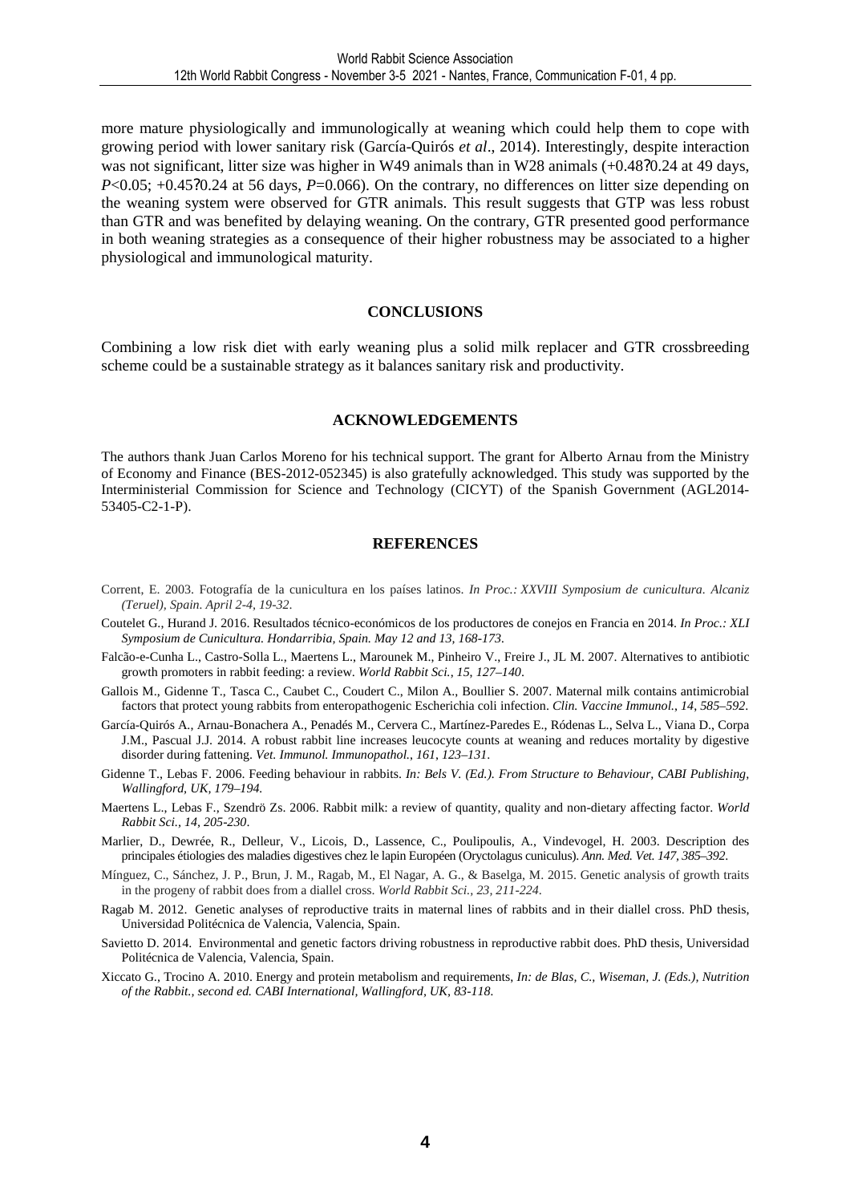more mature physiologically and immunologically at weaning which could help them to cope with growing period with lower sanitary risk (García-Quirós *et al*., 2014). Interestingly, despite interaction was not significant, litter size was higher in W49 animals than in W28 animals (+0.48?0.24 at 49 days, $P<0.05$; +0.45?0.24 at 56 days, $P=0.066$). On the contrary, no differences on litter size depending on the weaning system were observed for GTR animals. This result suggests that GTP was less robust than GTR and was benefited by delaying weaning. On the contrary, GTR presented good performance in both weaning strategies as a consequence of their higher robustness may be associated to a higher physiological and immunological maturity.

## CONCLUSIONS

Combining a low risk diet with early weaning plus a solid milk replacer and GTR crossbreeding scheme could be a sustainable strategy as it balances sanitary risk and productivity.

## ACKNOWLEDGEMENTS

The authors thank Juan Carlos Moreno for his technical support. The grant for Alberto Arnau from the Ministry of Economy and Finance (BES-2012-052345) is also gratefully acknowledged. This study was supported by the Interministerial Commission for Science and Technology (CICYT) of the Spanish Government (AGL2014-53405-C2-1-P).

## REFERENCES

Corrent, E. 2003. Fotografía de la cunicultura en los países latinos. *In Proc.: XXVIII Symposium de cunicultura. Alcaniz (Teruel), Spain. April 2-4, 19-32.*

Coutelet G., Hurand J. 2016. Resultados técnico-económicos de los productores de conejos en Francia en 2014. *In Proc.: XLI Symposium de Cunicultura. Hondarribia, Spain. May 12 and 13, 168-173.*

Falcão-e-Cunha L., Castro-Solla L., Maertens L., Marounek M., Pinheiro V., Freire J., JL M. 2007. Alternatives to antibiotic growth promoters in rabbit feeding: a review. *World Rabbit Sci., 15, 127–140.*

Gallois M., Gidenne T., Tasca C., Caubet C., Coudert C., Milon A., Boullier S. 2007. Maternal milk contains antimicrobial factors that protect young rabbits from enteropathogenic Escherichia coli infection. *Clin. Vaccine Immunol., 14, 585–592.*

García-Quirós A., Arnau-Bonachera A., Penadés M., Cervera C., Martínez-Paredes E., Ródenas L., Selva L., Viana D., Corpa J.M., Pascual J.J. 2014. A robust rabbit line increases leucocyte counts at weaning and reduces mortality by digestive disorder during fattening. *Vet. Immunol. Immunopathol., 161, 123–131.*

Gidenne T., Lebas F. 2006. Feeding behaviour in rabbits. *In: Bels V. (Ed.). From Structure to Behaviour, CABI Publishing, Wallingford, UK, 179–194.*

Maertens L., Lebas F., Szendrö Zs. 2006. Rabbit milk: a review of quantity, quality and non-dietary affecting factor. *World Rabbit Sci., 14, 205-230.*

Marlier, D., Dewrée, R., Delleur, V., Licois, D., Lassence, C., Poulipoulis, A., Vindevogel, H. 2003. Description des principales étiologies des maladies digestives chez le lapin Européen (Oryctolagus cuniculus). *Ann. Med. Vet. 147, 385–392.*

Mínguez, C., Sánchez, J. P., Brun, J. M., Ragab, M., El Nagar, A. G., & Baselga, M. 2015. Genetic analysis of growth traits in the progeny of rabbit does from a diallel cross. *World Rabbit Sci., 23, 211-224.*

Ragab M. 2012. Genetic analyses of reproductive traits in maternal lines of rabbits and in their diallel cross. PhD thesis, Universidad Politécnica de Valencia, Valencia, Spain.

Savietto D. 2014. Environmental and genetic factors driving robustness in reproductive rabbit does. PhD thesis, Universidad Politécnica de Valencia, Valencia, Spain.

Xiccato G., Trocino A. 2010. Energy and protein metabolism and requirements, *In: de Blas, C., Wiseman, J. (Eds.), Nutrition of the Rabbit., second ed. CABI International, Wallingford, UK, 83-118.*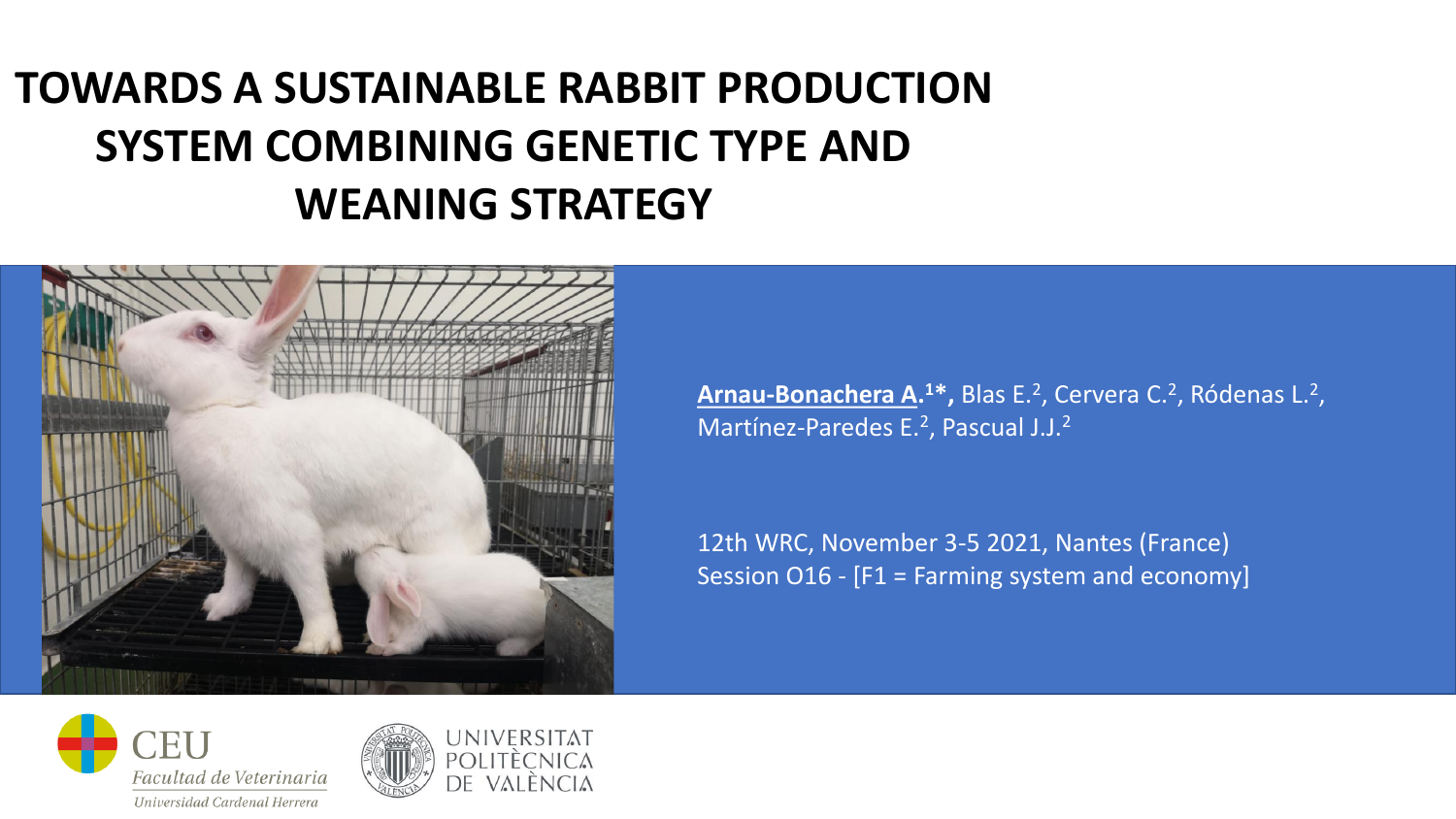# TOWARDS A SUSTAINABLE RABBIT PRODUCTION SYSTEM COMBINING GENETIC TYPE AND WEANING STRATEGY

**Arnau-Bonachera A.[1]*,** Blas E.[2], Cervera C.[2], Ródenas L.[2], Martínez-Paredes E.[2], Pascual J.J.[2]

12th WRC, November 3-5 2021, Nantes (France)
Session O16 - [F1 = Farming system and economy]

CEU
*Facultad de Veterinaria*
*Universidad Cardenal Herrera*

UNIVERSITAT POLITÈCNICA DE VALÈNCIA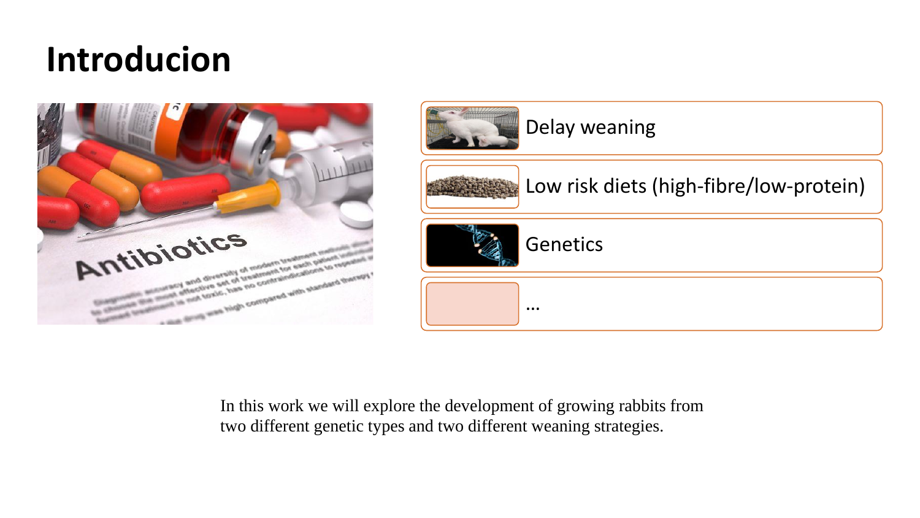# Introducion

- Delay weaning
- Low risk diets (high-fibre/low-protein)
- Genetics
- …

In this work we will explore the development of growing rabbits from two different genetic types and two different weaning strategies.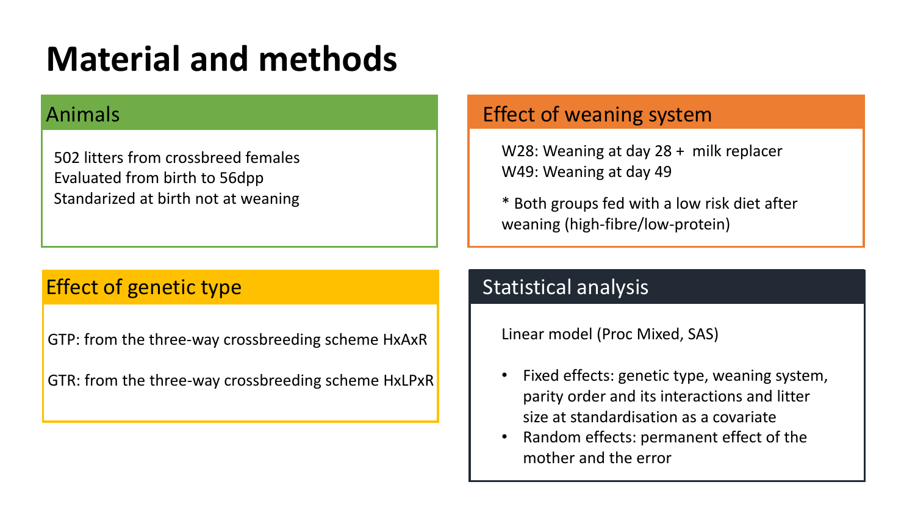# Material and methods

## Animals

502 litters from crossbreed females
Evaluated from birth to 56dpp
Standarized at birth not at weaning

## Effect of genetic type

GTP: from the three-way crossbreeding scheme HxAxR

GTR: from the three-way crossbreeding scheme HxLPxR

## Effect of weaning system

W28: Weaning at day 28 + milk replacer
W49: Weaning at day 49

* Both groups fed with a low risk diet after weaning (high-fibre/low-protein)

## Statistical analysis

Linear model (Proc Mixed, SAS)

- Fixed effects: genetic type, weaning system, parity order and its interactions and litter size at standardisation as a covariate
- Random effects: permanent effect of the mother and the error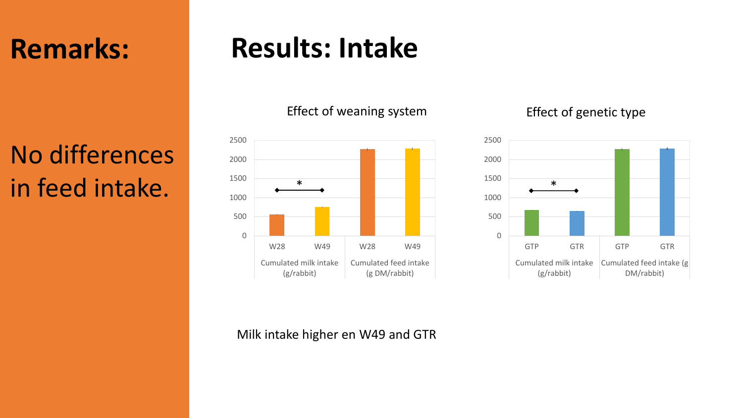# Remarks:

No differences in feed intake.

# Results: Intake

Effect of weaning system

| | W28 | W49 |
|---|---|---|
| Cumulated milk intake (g/rabbit) * | ~560 | ~750 |
| Cumulated feed intake (g DM/rabbit) | ~2270 | ~2280 |

Effect of genetic type

| | GTP | GTR |
|---|---|---|
| Cumulated milk intake (g/rabbit) * | ~670 | ~650 |
| Cumulated feed intake (g DM/rabbit) | ~2270 | ~2280 |

Milk intake higher en W49 and GTR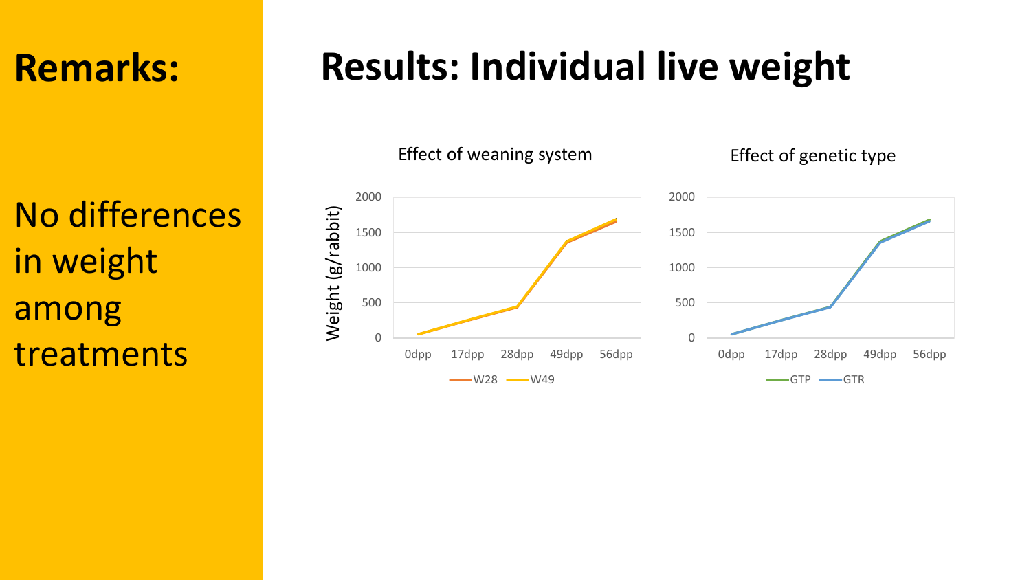# Remarks:

No differences in weight among treatments

# Results: Individual live weight

Effect of weaning system

Weight (g/rabbit)

2000
1500
1000
500
0

0dpp 17dpp 28dpp 49dpp 56dpp

W28 W49

Effect of genetic type

2000
1500
1000
500
0

0dpp 17dpp 28dpp 49dpp 56dpp

GTP GTR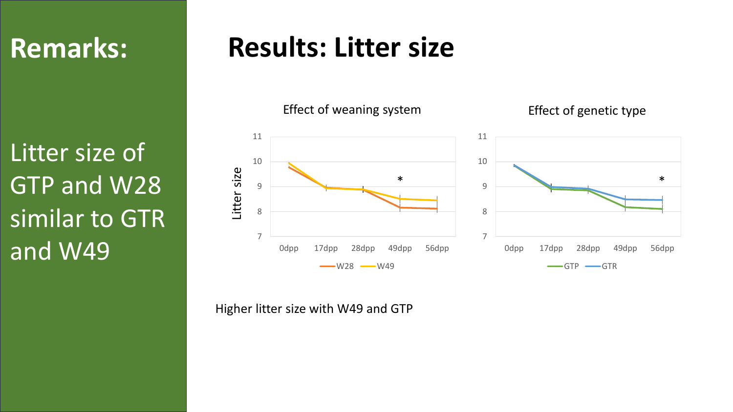# Remarks:

Litter size of GTP and W28 similar to GTR and W49

# Results: Litter size

Effect of weaning system

Effect of genetic type

Higher litter size with W49 and GTP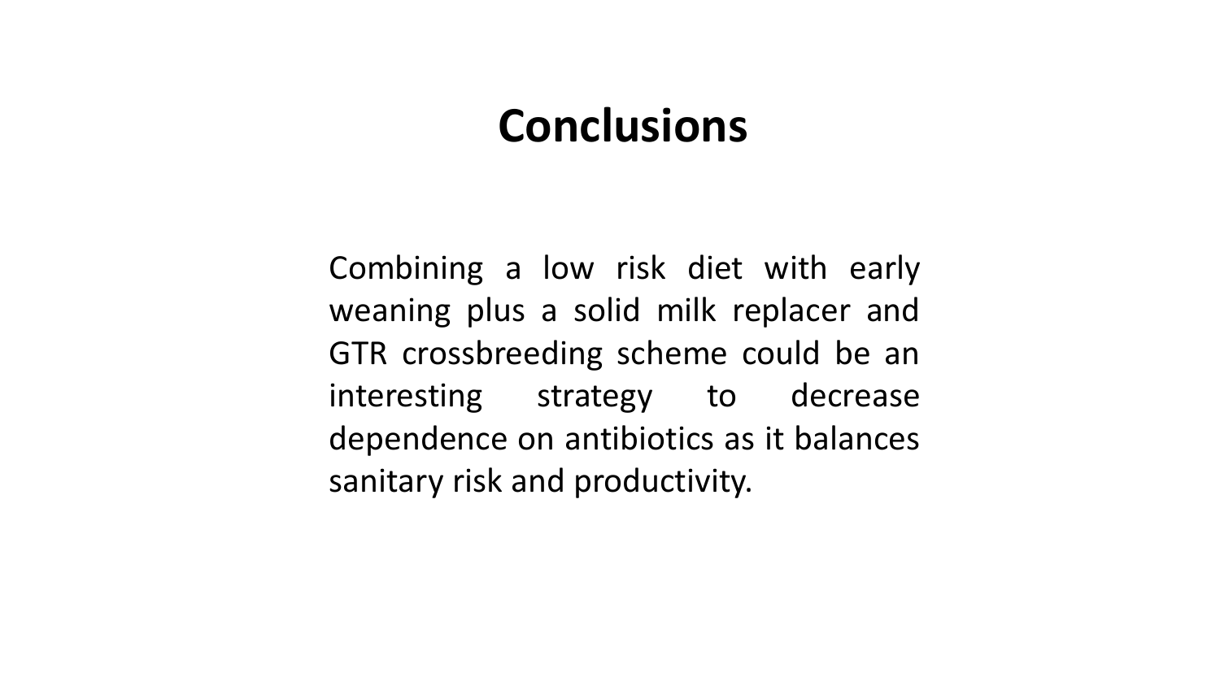# Conclusions

Combining a low risk diet with early weaning plus a solid milk replacer and GTR crossbreeding scheme could be an interesting strategy to decrease dependence on antibiotics as it balances sanitary risk and productivity.